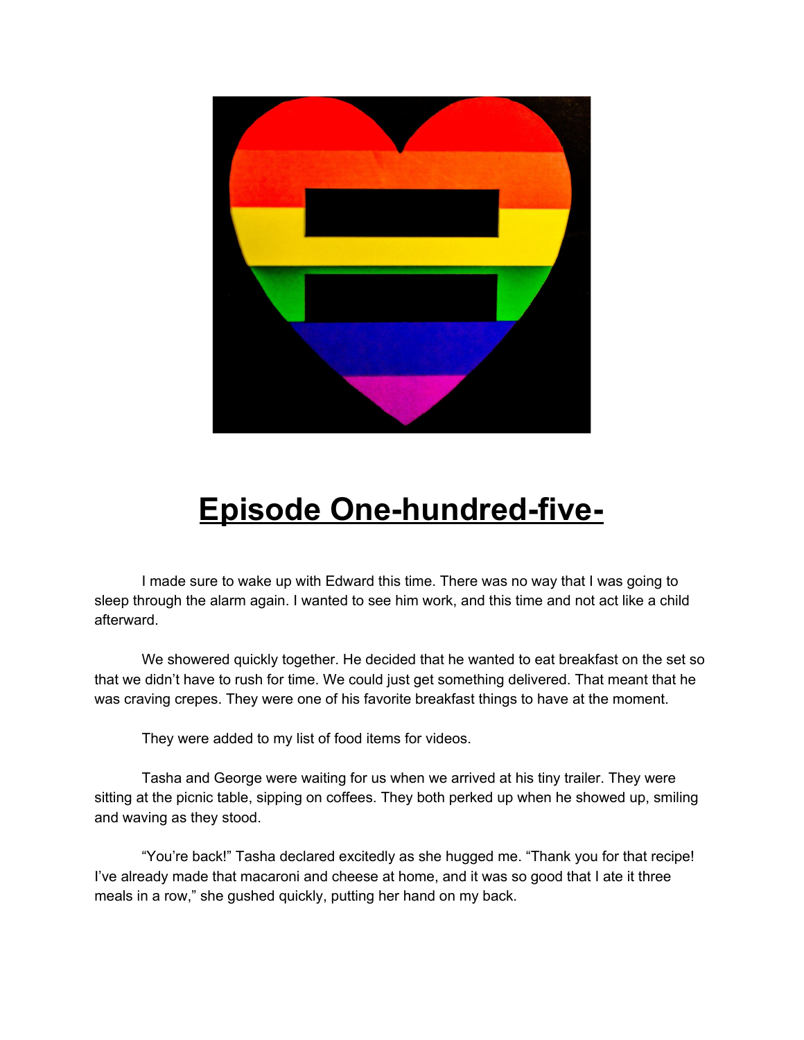# Episode One-hundred-five-

I made sure to wake up with Edward this time. There was no way that I was going to sleep through the alarm again. I wanted to see him work, and this time and not act like a child afterward.

We showered quickly together. He decided that he wanted to eat breakfast on the set so that we didn't have to rush for time. We could just get something delivered. That meant that he was craving crepes. They were one of his favorite breakfast things to have at the moment.

They were added to my list of food items for videos.

Tasha and George were waiting for us when we arrived at his tiny trailer. They were sitting at the picnic table, sipping on coffees. They both perked up when he showed up, smiling and waving as they stood.

"You're back!" Tasha declared excitedly as she hugged me. "Thank you for that recipe! I've already made that macaroni and cheese at home, and it was so good that I ate it three meals in a row," she gushed quickly, putting her hand on my back.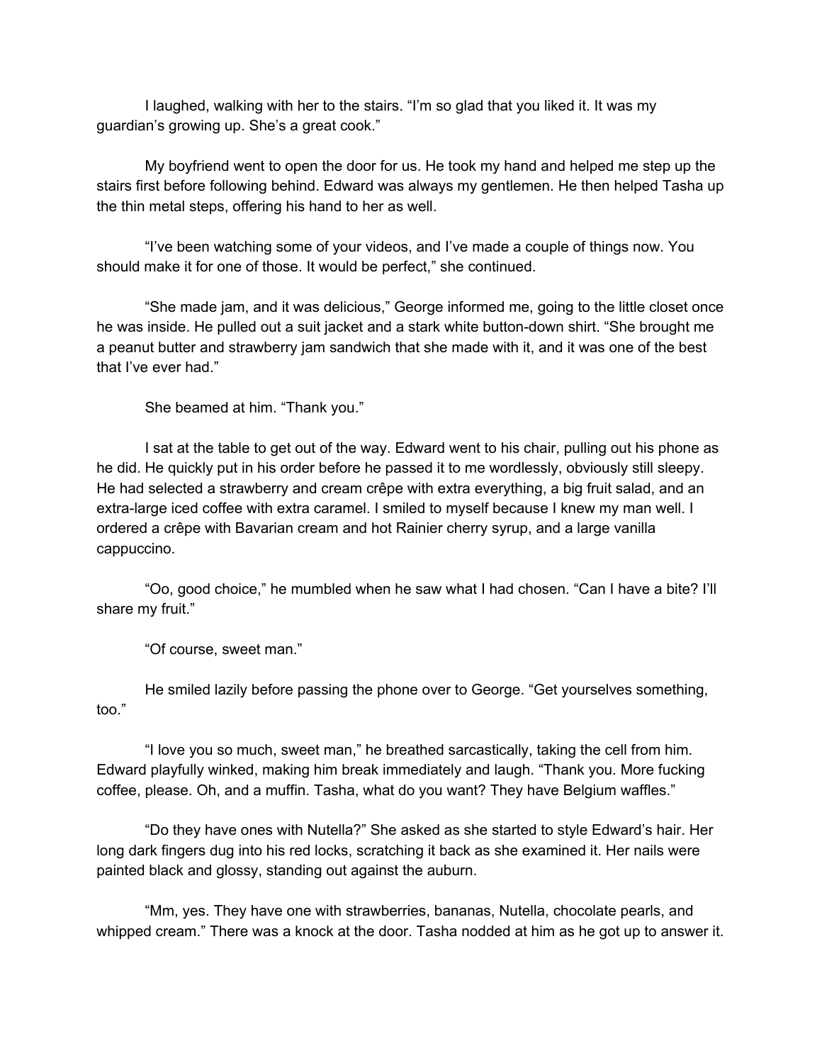I laughed, walking with her to the stairs. "I'm so glad that you liked it. It was my guardian's growing up. She's a great cook."

My boyfriend went to open the door for us. He took my hand and helped me step up the stairs first before following behind. Edward was always my gentlemen. He then helped Tasha up the thin metal steps, offering his hand to her as well.

"I've been watching some of your videos, and I've made a couple of things now. You should make it for one of those. It would be perfect," she continued.

"She made jam, and it was delicious," George informed me, going to the little closet once he was inside. He pulled out a suit jacket and a stark white button-down shirt. "She brought me a peanut butter and strawberry jam sandwich that she made with it, and it was one of the best that I've ever had."

She beamed at him. "Thank you."

I sat at the table to get out of the way. Edward went to his chair, pulling out his phone as he did. He quickly put in his order before he passed it to me wordlessly, obviously still sleepy. He had selected a strawberry and cream crêpe with extra everything, a big fruit salad, and an extra-large iced coffee with extra caramel. I smiled to myself because I knew my man well. I ordered a crêpe with Bavarian cream and hot Rainier cherry syrup, and a large vanilla cappuccino.

"Oo, good choice," he mumbled when he saw what I had chosen. "Can I have a bite? I'll share my fruit."

"Of course, sweet man."

He smiled lazily before passing the phone over to George. "Get yourselves something, too."

"I love you so much, sweet man," he breathed sarcastically, taking the cell from him. Edward playfully winked, making him break immediately and laugh. "Thank you. More fucking coffee, please. Oh, and a muffin. Tasha, what do you want? They have Belgium waffles."

"Do they have ones with Nutella?" She asked as she started to style Edward's hair. Her long dark fingers dug into his red locks, scratching it back as she examined it. Her nails were painted black and glossy, standing out against the auburn.

"Mm, yes. They have one with strawberries, bananas, Nutella, chocolate pearls, and whipped cream." There was a knock at the door. Tasha nodded at him as he got up to answer it.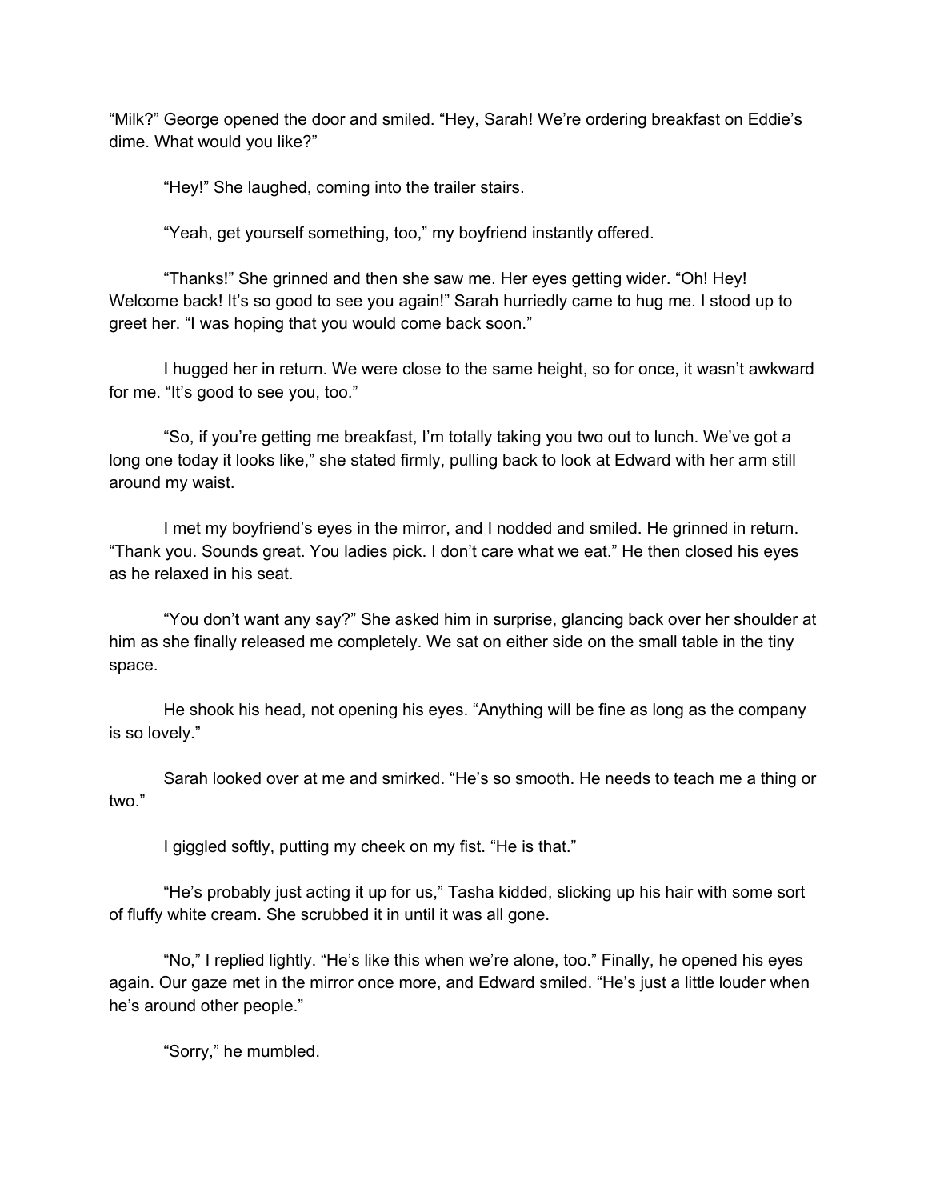"Milk?" George opened the door and smiled. "Hey, Sarah! We're ordering breakfast on Eddie's dime. What would you like?"

"Hey!" She laughed, coming into the trailer stairs.

"Yeah, get yourself something, too," my boyfriend instantly offered.

"Thanks!" She grinned and then she saw me. Her eyes getting wider. "Oh! Hey! Welcome back! It's so good to see you again!" Sarah hurriedly came to hug me. I stood up to greet her. "I was hoping that you would come back soon."

I hugged her in return. We were close to the same height, so for once, it wasn't awkward for me. "It's good to see you, too."

"So, if you're getting me breakfast, I'm totally taking you two out to lunch. We've got a long one today it looks like," she stated firmly, pulling back to look at Edward with her arm still around my waist.

I met my boyfriend's eyes in the mirror, and I nodded and smiled. He grinned in return. "Thank you. Sounds great. You ladies pick. I don't care what we eat." He then closed his eyes as he relaxed in his seat.

"You don't want any say?" She asked him in surprise, glancing back over her shoulder at him as she finally released me completely. We sat on either side on the small table in the tiny space.

He shook his head, not opening his eyes. "Anything will be fine as long as the company is so lovely."

Sarah looked over at me and smirked. "He's so smooth. He needs to teach me a thing or two."

I giggled softly, putting my cheek on my fist. "He is that."

"He's probably just acting it up for us," Tasha kidded, slicking up his hair with some sort of fluffy white cream. She scrubbed it in until it was all gone.

"No," I replied lightly. "He's like this when we're alone, too." Finally, he opened his eyes again. Our gaze met in the mirror once more, and Edward smiled. "He's just a little louder when he's around other people."

"Sorry," he mumbled.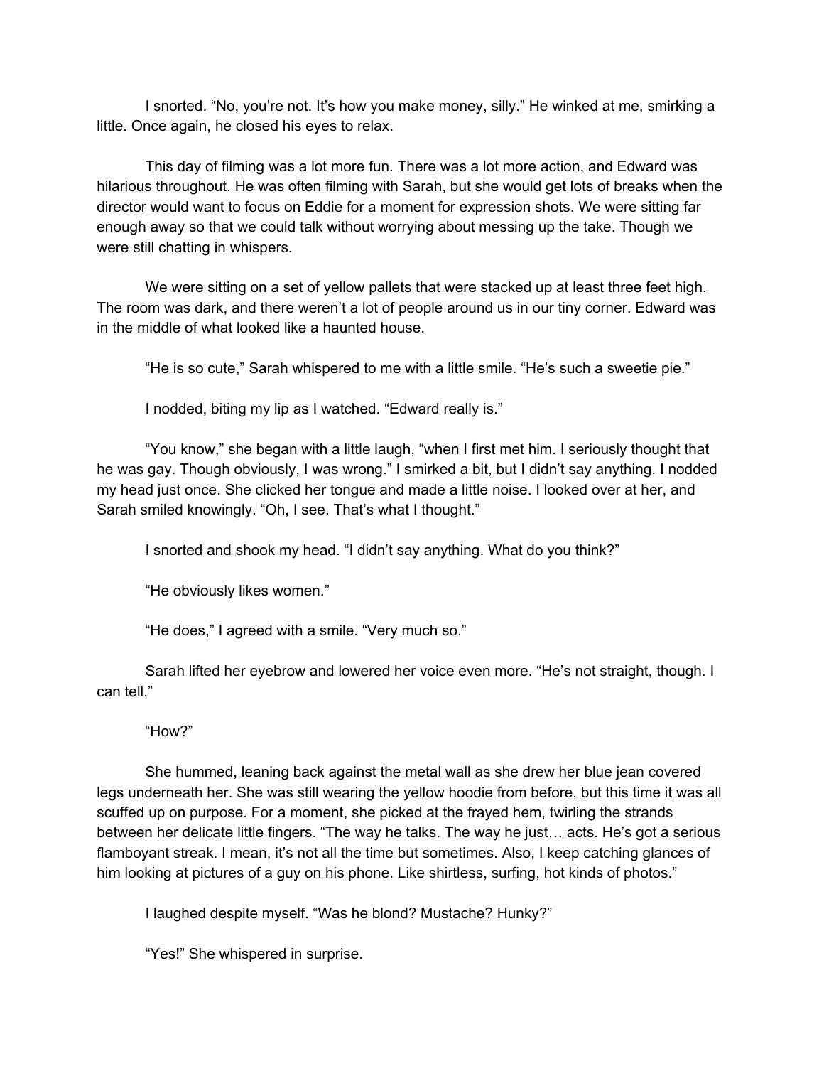I snorted. "No, you're not. It's how you make money, silly." He winked at me, smirking a little. Once again, he closed his eyes to relax.

This day of filming was a lot more fun. There was a lot more action, and Edward was hilarious throughout. He was often filming with Sarah, but she would get lots of breaks when the director would want to focus on Eddie for a moment for expression shots. We were sitting far enough away so that we could talk without worrying about messing up the take. Though we were still chatting in whispers.

We were sitting on a set of yellow pallets that were stacked up at least three feet high. The room was dark, and there weren't a lot of people around us in our tiny corner. Edward was in the middle of what looked like a haunted house.

"He is so cute," Sarah whispered to me with a little smile. "He's such a sweetie pie."

I nodded, biting my lip as I watched. "Edward really is."

"You know," she began with a little laugh, "when I first met him. I seriously thought that he was gay. Though obviously, I was wrong." I smirked a bit, but I didn't say anything. I nodded my head just once. She clicked her tongue and made a little noise. I looked over at her, and Sarah smiled knowingly. "Oh, I see. That's what I thought."

I snorted and shook my head. "I didn't say anything. What do you think?"

"He obviously likes women."

"He does," I agreed with a smile. "Very much so."

Sarah lifted her eyebrow and lowered her voice even more. "He's not straight, though. I can tell."

"How?"

She hummed, leaning back against the metal wall as she drew her blue jean covered legs underneath her. She was still wearing the yellow hoodie from before, but this time it was all scuffed up on purpose. For a moment, she picked at the frayed hem, twirling the strands between her delicate little fingers. "The way he talks. The way he just… acts. He's got a serious flamboyant streak. I mean, it's not all the time but sometimes. Also, I keep catching glances of him looking at pictures of a guy on his phone. Like shirtless, surfing, hot kinds of photos."

I laughed despite myself. "Was he blond? Mustache? Hunky?"

"Yes!" She whispered in surprise.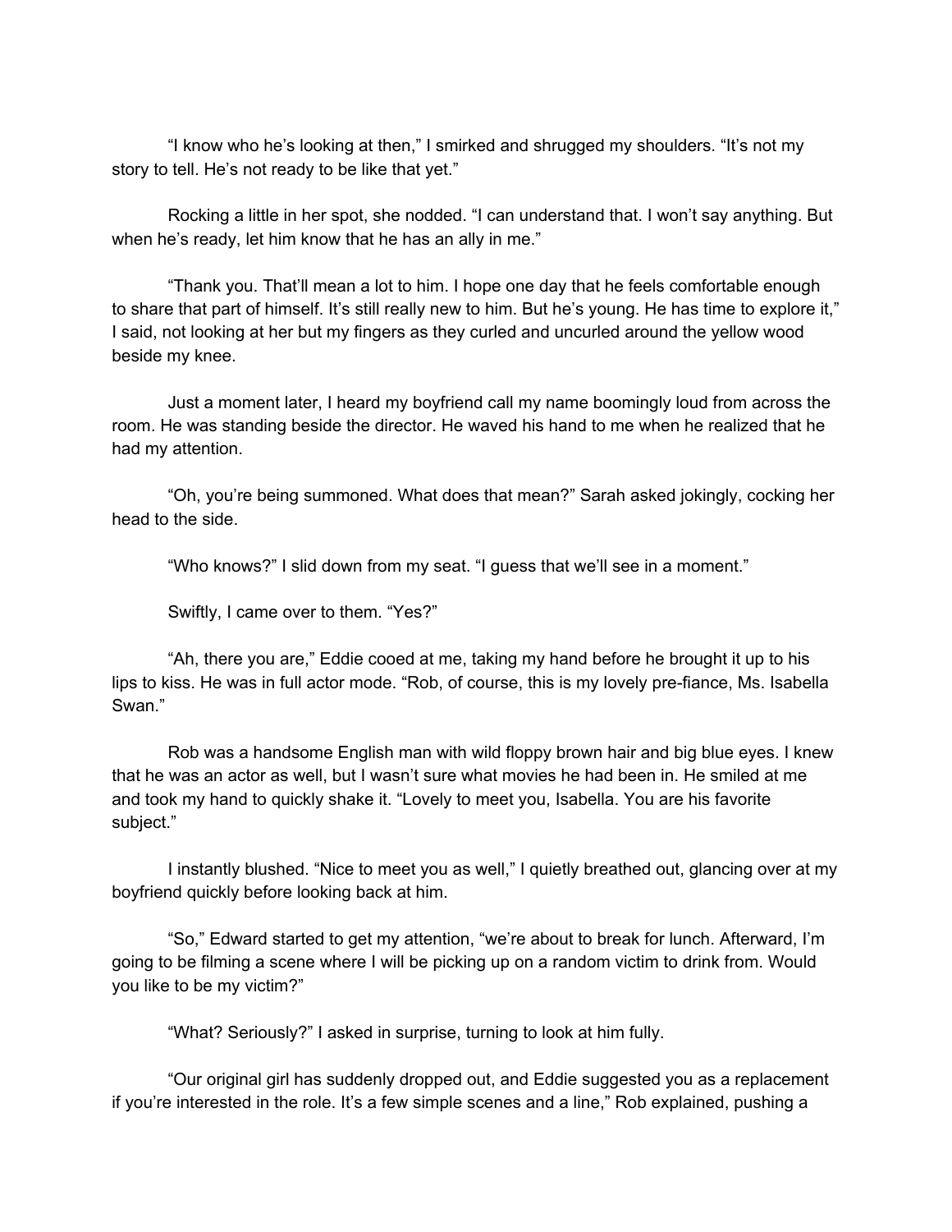"I know who he's looking at then," I smirked and shrugged my shoulders. "It's not my story to tell. He's not ready to be like that yet."

Rocking a little in her spot, she nodded. "I can understand that. I won't say anything. But when he's ready, let him know that he has an ally in me."

"Thank you. That'll mean a lot to him. I hope one day that he feels comfortable enough to share that part of himself. It's still really new to him. But he's young. He has time to explore it," I said, not looking at her but my fingers as they curled and uncurled around the yellow wood beside my knee.

Just a moment later, I heard my boyfriend call my name boomingly loud from across the room. He was standing beside the director. He waved his hand to me when he realized that he had my attention.

"Oh, you're being summoned. What does that mean?" Sarah asked jokingly, cocking her head to the side.

"Who knows?" I slid down from my seat. "I guess that we'll see in a moment."

Swiftly, I came over to them. "Yes?"

"Ah, there you are," Eddie cooed at me, taking my hand before he brought it up to his lips to kiss. He was in full actor mode. "Rob, of course, this is my lovely pre-fiance, Ms. Isabella Swan."

Rob was a handsome English man with wild floppy brown hair and big blue eyes. I knew that he was an actor as well, but I wasn't sure what movies he had been in. He smiled at me and took my hand to quickly shake it. "Lovely to meet you, Isabella. You are his favorite subject."

I instantly blushed. "Nice to meet you as well," I quietly breathed out, glancing over at my boyfriend quickly before looking back at him.

"So," Edward started to get my attention, "we're about to break for lunch. Afterward, I'm going to be filming a scene where I will be picking up on a random victim to drink from. Would you like to be my victim?"

"What? Seriously?" I asked in surprise, turning to look at him fully.

"Our original girl has suddenly dropped out, and Eddie suggested you as a replacement if you're interested in the role. It's a few simple scenes and a line," Rob explained, pushing a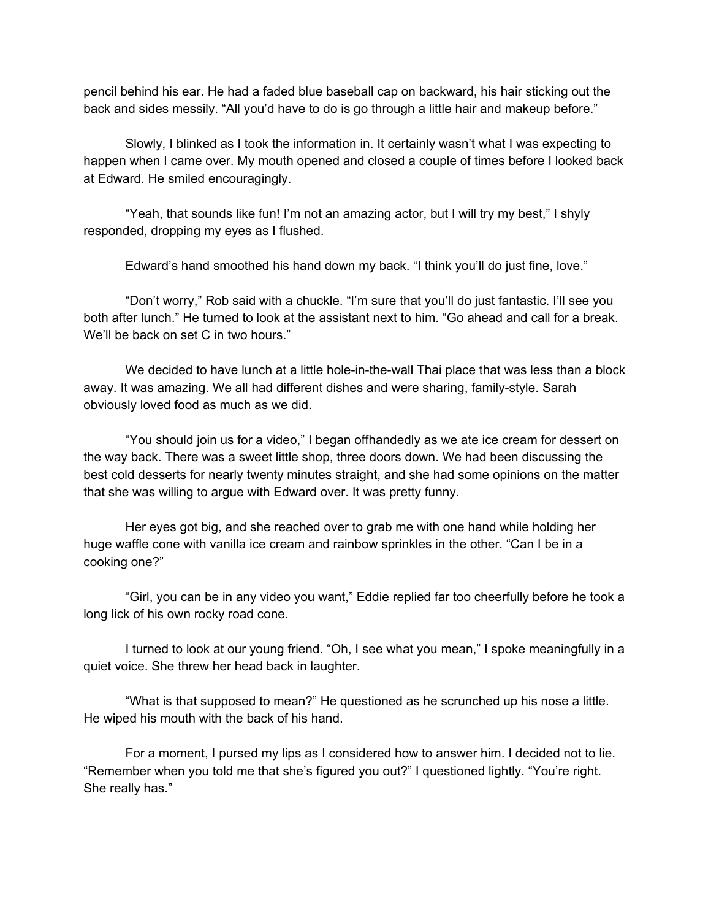pencil behind his ear. He had a faded blue baseball cap on backward, his hair sticking out the back and sides messily. "All you'd have to do is go through a little hair and makeup before."

Slowly, I blinked as I took the information in. It certainly wasn't what I was expecting to happen when I came over. My mouth opened and closed a couple of times before I looked back at Edward. He smiled encouragingly.

"Yeah, that sounds like fun! I'm not an amazing actor, but I will try my best," I shyly responded, dropping my eyes as I flushed.

Edward's hand smoothed his hand down my back. "I think you'll do just fine, love."

"Don't worry," Rob said with a chuckle. "I'm sure that you'll do just fantastic. I'll see you both after lunch." He turned to look at the assistant next to him. "Go ahead and call for a break. We'll be back on set C in two hours."

We decided to have lunch at a little hole-in-the-wall Thai place that was less than a block away. It was amazing. We all had different dishes and were sharing, family-style. Sarah obviously loved food as much as we did.

"You should join us for a video," I began offhandedly as we ate ice cream for dessert on the way back. There was a sweet little shop, three doors down. We had been discussing the best cold desserts for nearly twenty minutes straight, and she had some opinions on the matter that she was willing to argue with Edward over. It was pretty funny.

Her eyes got big, and she reached over to grab me with one hand while holding her huge waffle cone with vanilla ice cream and rainbow sprinkles in the other. "Can I be in a cooking one?"

"Girl, you can be in any video you want," Eddie replied far too cheerfully before he took a long lick of his own rocky road cone.

I turned to look at our young friend. "Oh, I see what you mean," I spoke meaningfully in a quiet voice. She threw her head back in laughter.

"What is that supposed to mean?" He questioned as he scrunched up his nose a little. He wiped his mouth with the back of his hand.

For a moment, I pursed my lips as I considered how to answer him. I decided not to lie. "Remember when you told me that she's figured you out?" I questioned lightly. "You're right. She really has."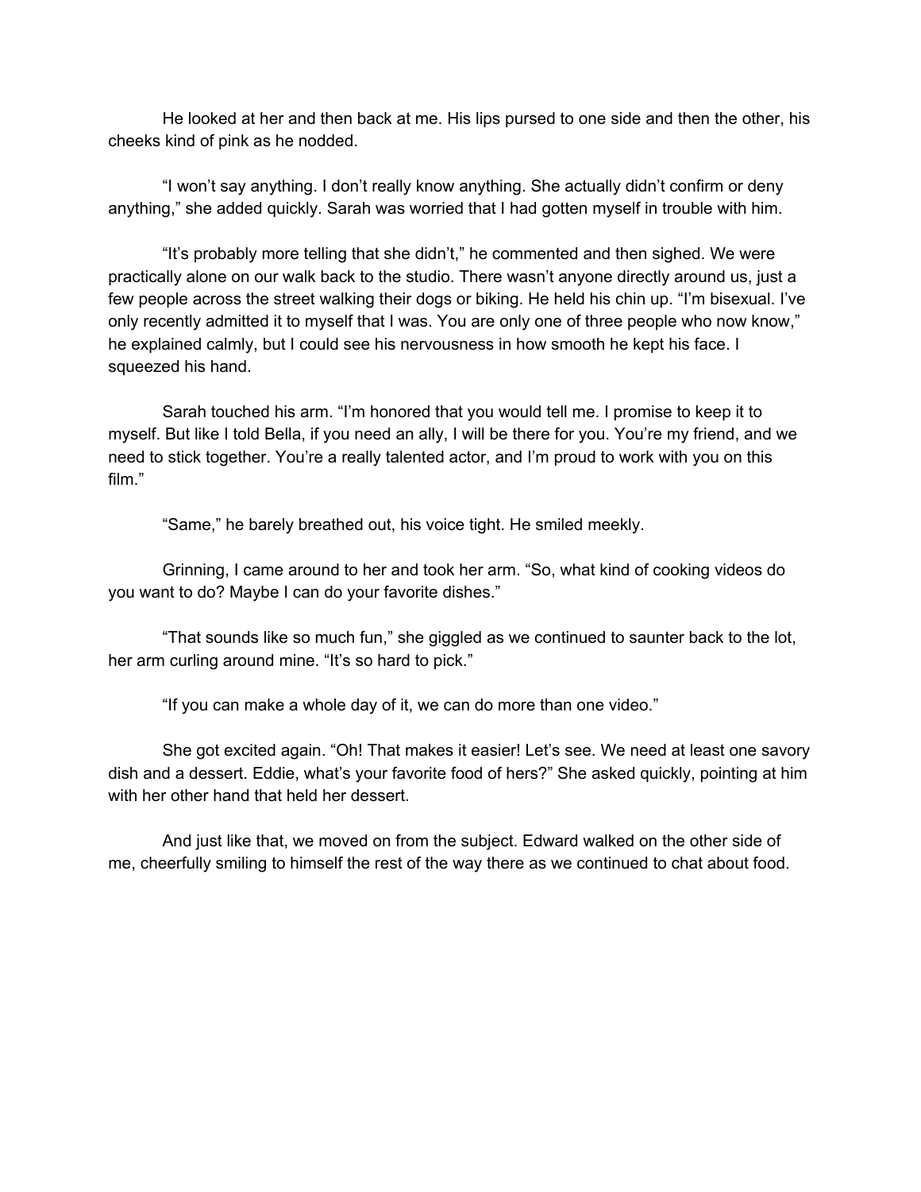He looked at her and then back at me. His lips pursed to one side and then the other, his cheeks kind of pink as he nodded.

"I won't say anything. I don't really know anything. She actually didn't confirm or deny anything," she added quickly. Sarah was worried that I had gotten myself in trouble with him.

"It's probably more telling that she didn't," he commented and then sighed. We were practically alone on our walk back to the studio. There wasn't anyone directly around us, just a few people across the street walking their dogs or biking. He held his chin up. "I'm bisexual. I've only recently admitted it to myself that I was. You are only one of three people who now know," he explained calmly, but I could see his nervousness in how smooth he kept his face. I squeezed his hand.

Sarah touched his arm. "I'm honored that you would tell me. I promise to keep it to myself. But like I told Bella, if you need an ally, I will be there for you. You're my friend, and we need to stick together. You're a really talented actor, and I'm proud to work with you on this film."

"Same," he barely breathed out, his voice tight. He smiled meekly.

Grinning, I came around to her and took her arm. "So, what kind of cooking videos do you want to do? Maybe I can do your favorite dishes."

"That sounds like so much fun," she giggled as we continued to saunter back to the lot, her arm curling around mine. "It's so hard to pick."

"If you can make a whole day of it, we can do more than one video."

She got excited again. "Oh! That makes it easier! Let's see. We need at least one savory dish and a dessert. Eddie, what's your favorite food of hers?" She asked quickly, pointing at him with her other hand that held her dessert.

And just like that, we moved on from the subject. Edward walked on the other side of me, cheerfully smiling to himself the rest of the way there as we continued to chat about food.